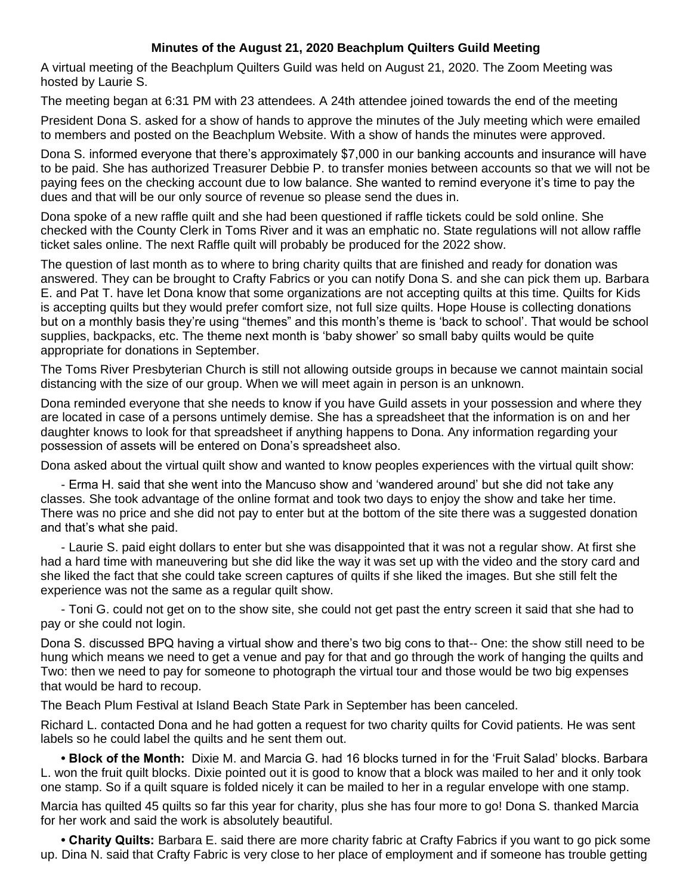**Minutes of the August 21, 2020 Beachplum Quilters Guild Meeting**

A virtual meeting of the Beachplum Quilters Guild was held on August 21, 2020. The Zoom Meeting was hosted by Laurie S.

The meeting began at 6:31 PM with 23 attendees. A 24th attendee joined towards the end of the meeting

President Dona S. asked for a show of hands to approve the minutes of the July meeting which were emailed to members and posted on the Beachplum Website. With a show of hands the minutes were approved.

Dona S. informed everyone that there's approximately $7,000 in our banking accounts and insurance will have to be paid. She has authorized Treasurer Debbie P. to transfer monies between accounts so that we will not be paying fees on the checking account due to low balance. She wanted to remind everyone it's time to pay the dues and that will be our only source of revenue so please send the dues in.

Dona spoke of a new raffle quilt and she had been questioned if raffle tickets could be sold online. She checked with the County Clerk in Toms River and it was an emphatic no. State regulations will not allow raffle ticket sales online. The next Raffle quilt will probably be produced for the 2022 show.

The question of last month as to where to bring charity quilts that are finished and ready for donation was answered. They can be brought to Crafty Fabrics or you can notify Dona S. and she can pick them up. Barbara E. and Pat T. have let Dona know that some organizations are not accepting quilts at this time. Quilts for Kids is accepting quilts but they would prefer comfort size, not full size quilts. Hope House is collecting donations but on a monthly basis they're using "themes" and this month's theme is 'back to school'. That would be school supplies, backpacks, etc. The theme next month is 'baby shower' so small baby quilts would be quite appropriate for donations in September.

The Toms River Presbyterian Church is still not allowing outside groups in because we cannot maintain social distancing with the size of our group. When we will meet again in person is an unknown.

Dona reminded everyone that she needs to know if you have Guild assets in your possession and where they are located in case of a persons untimely demise. She has a spreadsheet that the information is on and her daughter knows to look for that spreadsheet if anything happens to Dona. Any information regarding your possession of assets will be entered on Dona's spreadsheet also.

Dona asked about the virtual quilt show and wanted to know peoples experiences with the virtual quilt show:

- Erma H. said that she went into the Mancuso show and 'wandered around' but she did not take any classes. She took advantage of the online format and took two days to enjoy the show and take her time. There was no price and she did not pay to enter but at the bottom of the site there was a suggested donation and that's what she paid.

- Laurie S. paid eight dollars to enter but she was disappointed that it was not a regular show. At first she had a hard time with maneuvering but she did like the way it was set up with the video and the story card and she liked the fact that she could take screen captures of quilts if she liked the images. But she still felt the experience was not the same as a regular quilt show.

- Toni G. could not get on to the show site, she could not get past the entry screen it said that she had to pay or she could not login.

Dona S. discussed BPQ having a virtual show and there's two big cons to that-- One: the show still need to be hung which means we need to get a venue and pay for that and go through the work of hanging the quilts and Two: then we need to pay for someone to photograph the virtual tour and those would be two big expenses that would be hard to recoup.

The Beach Plum Festival at Island Beach State Park in September has been canceled.

Richard L. contacted Dona and he had gotten a request for two charity quilts for Covid patients. He was sent labels so he could label the quilts and he sent them out.

- **Block of the Month:** Dixie M. and Marcia G. had 16 blocks turned in for the 'Fruit Salad' blocks. Barbara L. won the fruit quilt blocks. Dixie pointed out it is good to know that a block was mailed to her and it only took one stamp. So if a quilt square is folded nicely it can be mailed to her in a regular envelope with one stamp.

Marcia has quilted 45 quilts so far this year for charity, plus she has four more to go! Dona S. thanked Marcia for her work and said the work is absolutely beautiful.

- **Charity Quilts:** Barbara E. said there are more charity fabric at Crafty Fabrics if you want to go pick some up. Dina N. said that Crafty Fabric is very close to her place of employment and if someone has trouble getting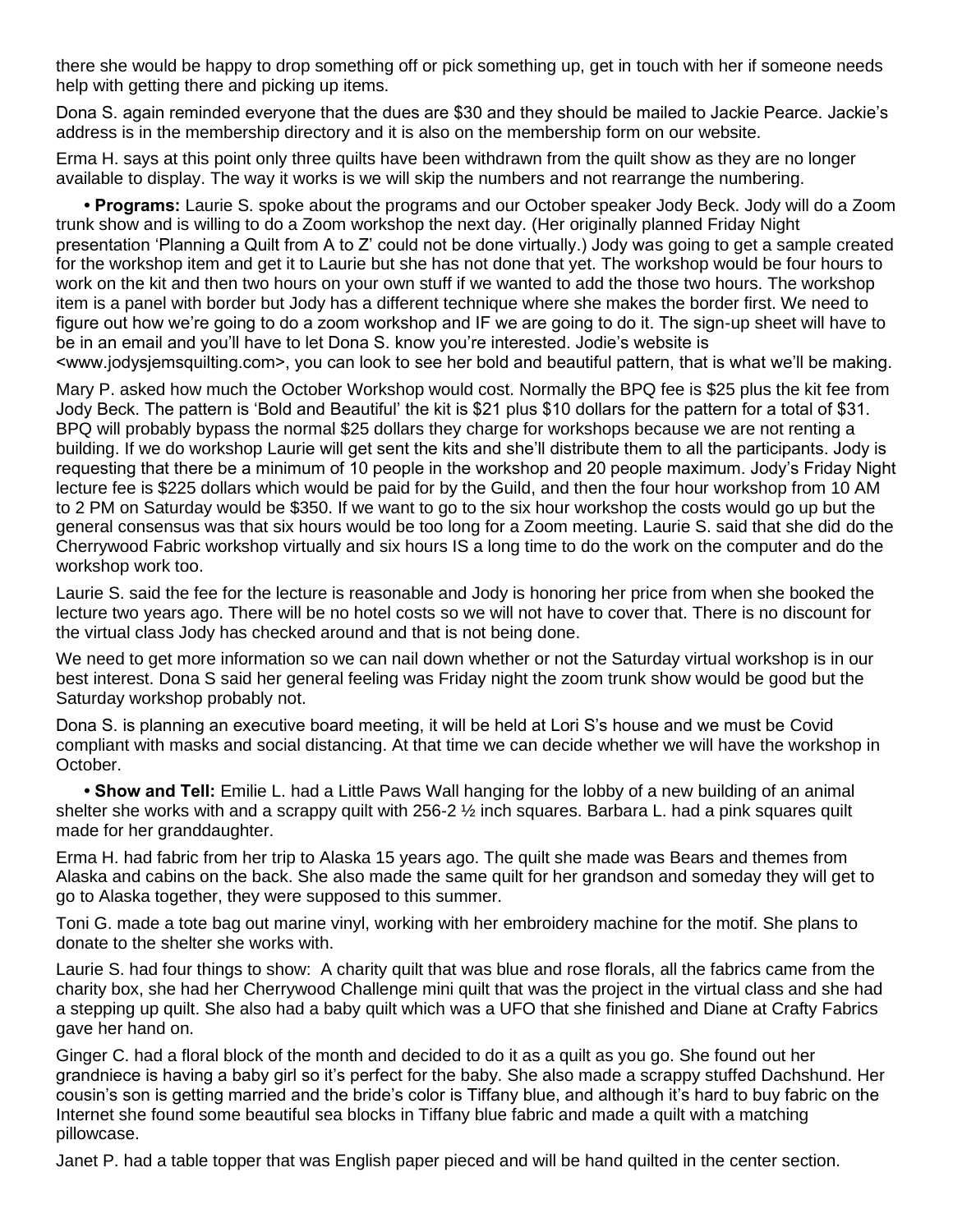there she would be happy to drop something off or pick something up, get in touch with her if someone needs help with getting there and picking up items.

Dona S. again reminded everyone that the dues are $30 and they should be mailed to Jackie Pearce. Jackie's address is in the membership directory and it is also on the membership form on our website.

Erma H. says at this point only three quilts have been withdrawn from the quilt show as they are no longer available to display. The way it works is we will skip the numbers and not rearrange the numbering.

- **Programs:** Laurie S. spoke about the programs and our October speaker Jody Beck. Jody will do a Zoom trunk show and is willing to do a Zoom workshop the next day. (Her originally planned Friday Night presentation 'Planning a Quilt from A to Z' could not be done virtually.) Jody was going to get a sample created for the workshop item and get it to Laurie but she has not done that yet. The workshop would be four hours to work on the kit and then two hours on your own stuff if we wanted to add the those two hours. The workshop item is a panel with border but Jody has a different technique where she makes the border first. We need to figure out how we're going to do a zoom workshop and IF we are going to do it. The sign-up sheet will have to be in an email and you'll have to let Dona S. know you're interested. Jodie's website is <www.jodysjemsquilting.com>, you can look to see her bold and beautiful pattern, that is what we'll be making.

Mary P. asked how much the October Workshop would cost. Normally the BPQ fee is $25 plus the kit fee from Jody Beck. The pattern is 'Bold and Beautiful' the kit is $21 plus $10 dollars for the pattern for a total of $31. BPQ will probably bypass the normal $25 dollars they charge for workshops because we are not renting a building. If we do workshop Laurie will get sent the kits and she'll distribute them to all the participants. Jody is requesting that there be a minimum of 10 people in the workshop and 20 people maximum. Jody's Friday Night lecture fee is $225 dollars which would be paid for by the Guild, and then the four hour workshop from 10 AM to 2 PM on Saturday would be $350. If we want to go to the six hour workshop the costs would go up but the general consensus was that six hours would be too long for a Zoom meeting. Laurie S. said that she did do the Cherrywood Fabric workshop virtually and six hours IS a long time to do the work on the computer and do the workshop work too.

Laurie S. said the fee for the lecture is reasonable and Jody is honoring her price from when she booked the lecture two years ago. There will be no hotel costs so we will not have to cover that. There is no discount for the virtual class Jody has checked around and that is not being done.

We need to get more information so we can nail down whether or not the Saturday virtual workshop is in our best interest. Dona S said her general feeling was Friday night the zoom trunk show would be good but the Saturday workshop probably not.

Dona S. is planning an executive board meeting, it will be held at Lori S's house and we must be Covid compliant with masks and social distancing. At that time we can decide whether we will have the workshop in October.

- **Show and Tell:** Emilie L. had a Little Paws Wall hanging for the lobby of a new building of an animal shelter she works with and a scrappy quilt with 256-2 ½ inch squares. Barbara L. had a pink squares quilt made for her granddaughter.

Erma H. had fabric from her trip to Alaska 15 years ago. The quilt she made was Bears and themes from Alaska and cabins on the back. She also made the same quilt for her grandson and someday they will get to go to Alaska together, they were supposed to this summer.

Toni G. made a tote bag out marine vinyl, working with her embroidery machine for the motif. She plans to donate to the shelter she works with.

Laurie S. had four things to show: A charity quilt that was blue and rose florals, all the fabrics came from the charity box, she had her Cherrywood Challenge mini quilt that was the project in the virtual class and she had a stepping up quilt. She also had a baby quilt which was a UFO that she finished and Diane at Crafty Fabrics gave her hand on.

Ginger C. had a floral block of the month and decided to do it as a quilt as you go. She found out her grandniece is having a baby girl so it's perfect for the baby. She also made a scrappy stuffed Dachshund. Her cousin's son is getting married and the bride's color is Tiffany blue, and although it's hard to buy fabric on the Internet she found some beautiful sea blocks in Tiffany blue fabric and made a quilt with a matching pillowcase.

Janet P. had a table topper that was English paper pieced and will be hand quilted in the center section.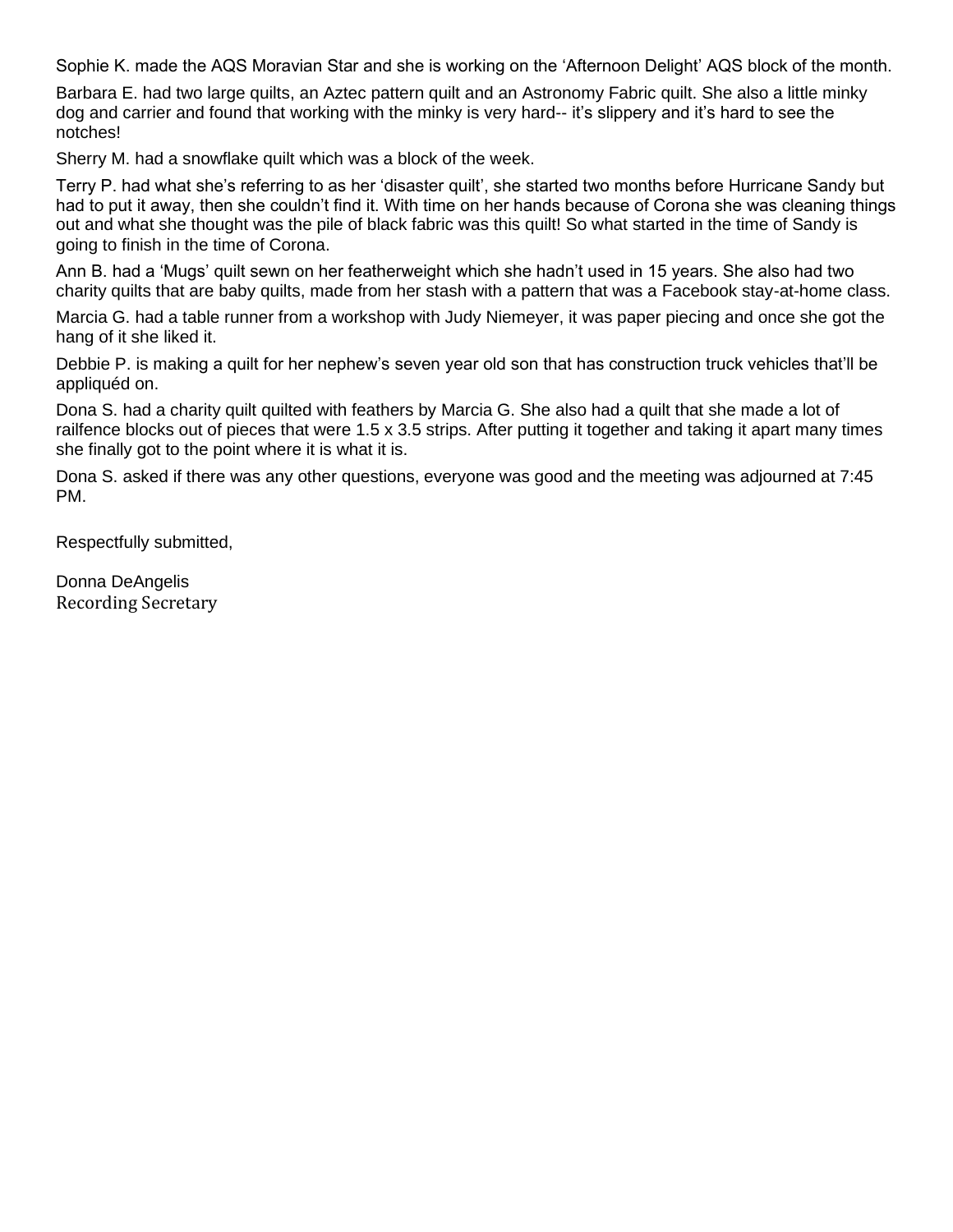Sophie K. made the AQS Moravian Star and she is working on the 'Afternoon Delight' AQS block of the month.

Barbara E. had two large quilts, an Aztec pattern quilt and an Astronomy Fabric quilt. She also a little minky dog and carrier and found that working with the minky is very hard-- it's slippery and it's hard to see the notches!

Sherry M. had a snowflake quilt which was a block of the week.

Terry P. had what she's referring to as her 'disaster quilt', she started two months before Hurricane Sandy but had to put it away, then she couldn't find it. With time on her hands because of Corona she was cleaning things out and what she thought was the pile of black fabric was this quilt! So what started in the time of Sandy is going to finish in the time of Corona.

Ann B. had a 'Mugs' quilt sewn on her featherweight which she hadn't used in 15 years. She also had two charity quilts that are baby quilts, made from her stash with a pattern that was a Facebook stay-at-home class.

Marcia G. had a table runner from a workshop with Judy Niemeyer, it was paper piecing and once she got the hang of it she liked it.

Debbie P. is making a quilt for her nephew's seven year old son that has construction truck vehicles that'll be appliquéd on.

Dona S. had a charity quilt quilted with feathers by Marcia G. She also had a quilt that she made a lot of railfence blocks out of pieces that were 1.5 x 3.5 strips. After putting it together and taking it apart many times she finally got to the point where it is what it is.

Dona S. asked if there was any other questions, everyone was good and the meeting was adjourned at 7:45 PM.

Respectfully submitted,

Donna DeAngelis
Recording Secretary